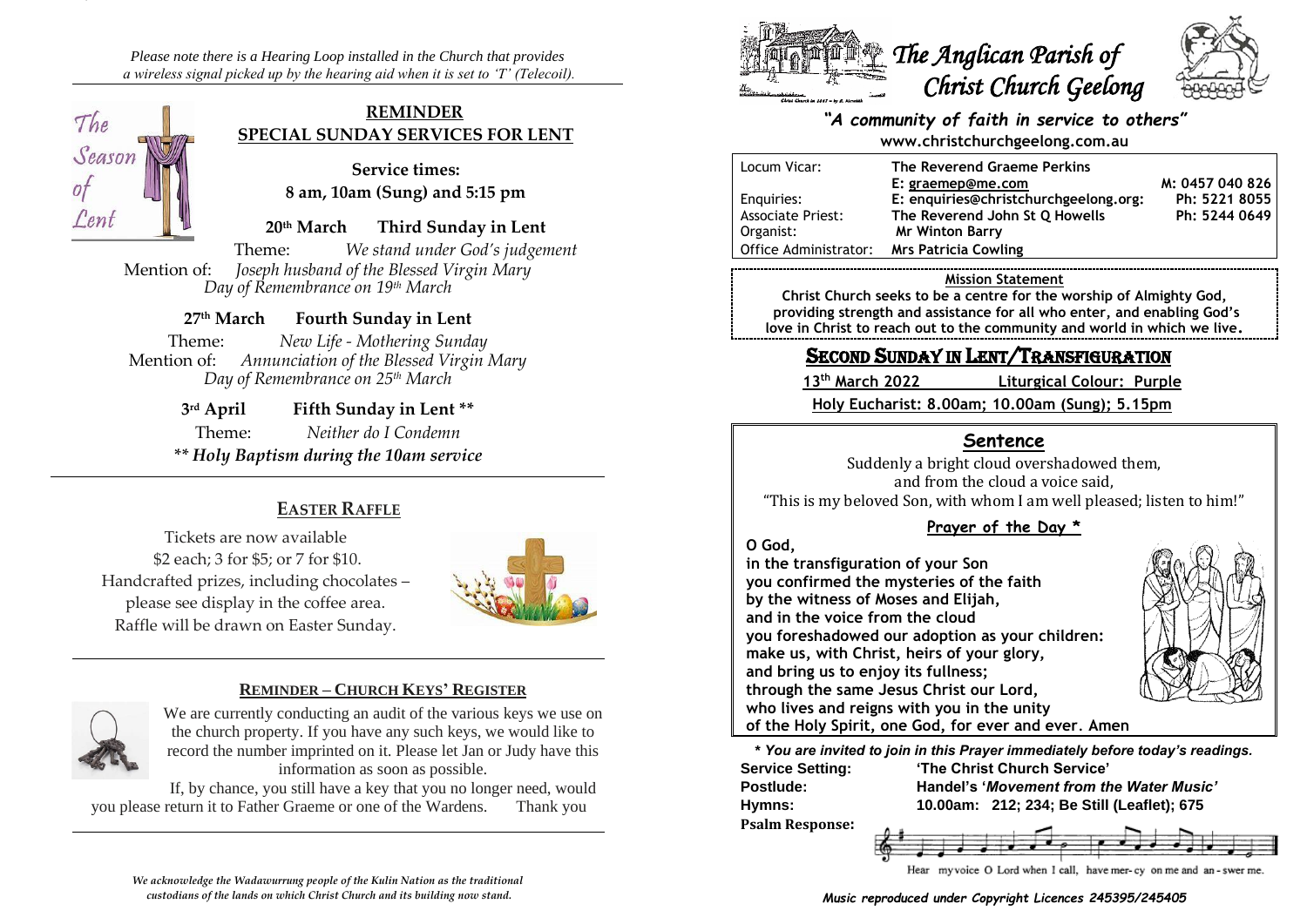*Please note there is a Hearing Loop installed in the Church that provides a wireless signal picked up by the hearing aid when it is set to 'T' (Telecoil).*

The Season of Lent

## REMINDER
## SPECIAL SUNDAY SERVICES FOR LENT

**Service times:**
**8 am, 10am (Sung) and 5:15 pm**

**20th March Third Sunday in Lent**
Theme: *We stand under God's judgement*
Mention of: *Joseph husband of the Blessed Virgin Mary*
*Day of Remembrance on 19th March*

**27th March Fourth Sunday in Lent**
Theme: *New Life - Mothering Sunday*
Mention of: *Annunciation of the Blessed Virgin Mary*
*Day of Remembrance on 25th March*

**3rd April Fifth Sunday in Lent \*\***
Theme: *Neither do I Condemn*
*\*\* Holy Baptism during the 10am service*

## EASTER RAFFLE

Tickets are now available
$2 each; 3 for $5; or 7 for $10.
Handcrafted prizes, including chocolates – please see display in the coffee area.
Raffle will be drawn on Easter Sunday.

## REMINDER – CHURCH KEYS' REGISTER

We are currently conducting an audit of the various keys we use on the church property. If you have any such keys, we would like to record the number imprinted on it. Please let Jan or Judy have this information as soon as possible.

If, by chance, you still have a key that you no longer need, would you please return it to Father Graeme or one of the Wardens. Thank you

*We acknowledge the Wadawurrung people of the Kulin Nation as the traditional custodians of the lands on which Christ Church and its building now stand.*

# The Anglican Parish of Christ Church Geelong

*"A community of faith in service to others"*
**www.christchurchgeelong.com.au**

| | | |
|---|---|---|
| Locum Vicar: | **The Reverend Graeme Perkins** | |
| | **E: graemep@me.com** | **M: 0457 040 826** |
| Enquiries: | **E: enquiries@christchurchgeelong.org:** | **Ph: 5221 8055** |
| Associate Priest: | **The Reverend John St Q Howells** | **Ph: 5244 0649** |
| Organist: | **Mr Winton Barry** | |
| Office Administrator: | **Mrs Patricia Cowling** | |

**Mission Statement**
**Christ Church seeks to be a centre for the worship of Almighty God, providing strength and assistance for all who enter, and enabling God's love in Christ to reach out to the community and world in which we live.**

## SECOND SUNDAY IN LENT/TRANSFIGURATION

**13th March 2022 Liturgical Colour: Purple**
**Holy Eucharist: 8.00am; 10.00am (Sung); 5.15pm**

### Sentence

Suddenly a bright cloud overshadowed them,
and from the cloud a voice said,
"This is my beloved Son, with whom I am well pleased; listen to him!"

### Prayer of the Day *

**O God,**
**in the transfiguration of your Son**
**you confirmed the mysteries of the faith**
**by the witness of Moses and Elijah,**
**and in the voice from the cloud**
**you foreshadowed our adoption as your children:**
**make us, with Christ, heirs of your glory,**
**and bring us to enjoy its fullness;**
**through the same Jesus Christ our Lord,**
**who lives and reigns with you in the unity**
**of the Holy Spirit, one God, for ever and ever. Amen**

*\* You are invited to join in this Prayer immediately before today's readings.*

**Service Setting:** **'The Christ Church Service'**
**Postlude:** **Handel's '*Movement from the Water Music*'**
**Hymns:** **10.00am: 212; 234; Be Still (Leaflet); 675**
**Psalm Response:** Hear my voice O Lord when I call, have mer-cy on me and an-swer me.

*Music reproduced under Copyright Licences 245395/245405*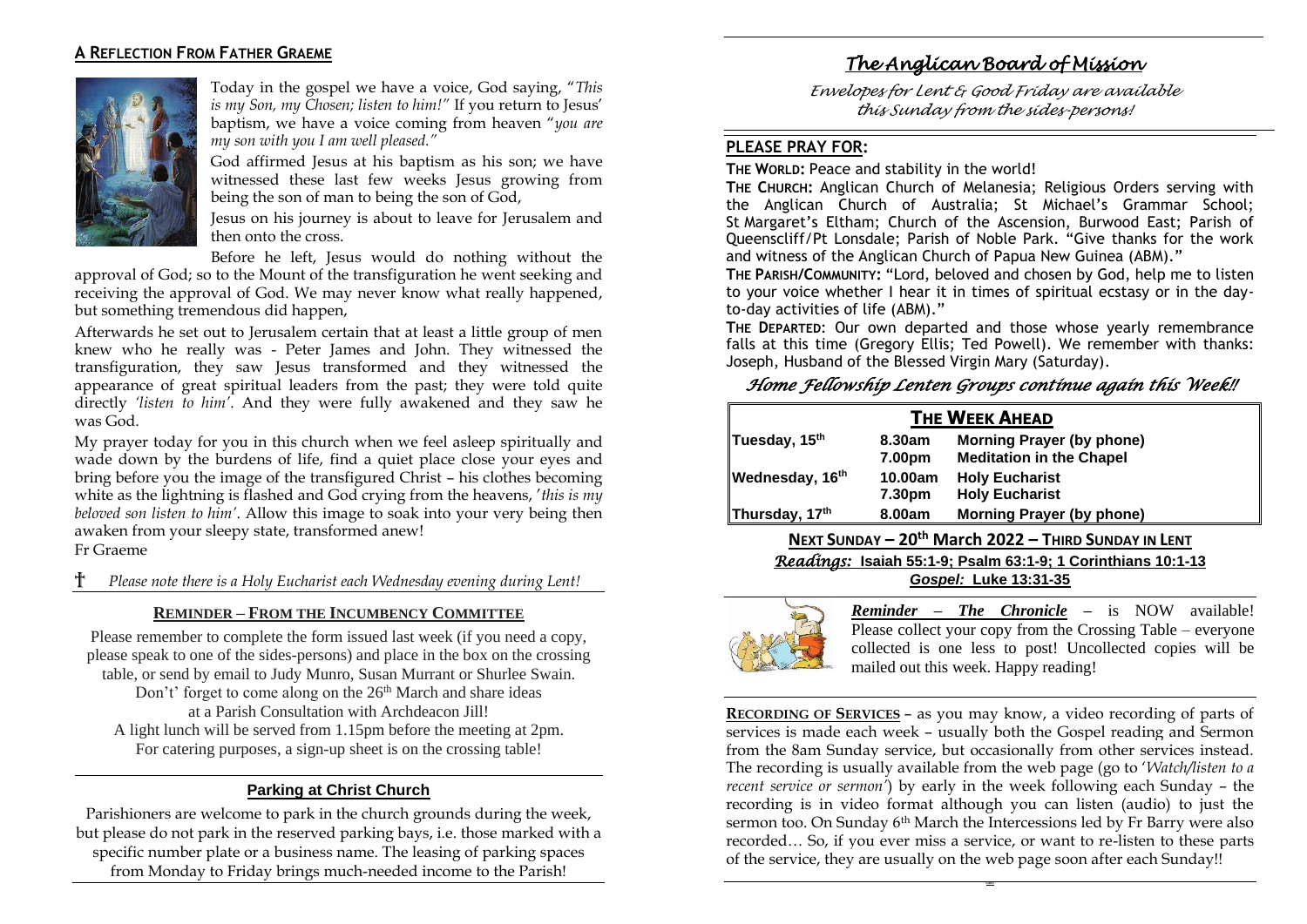## A REFLECTION FROM FATHER GRAEME

Today in the gospel we have a voice, God saying, "*This is my Son, my Chosen; listen to him!"* If you return to Jesus' baptism, we have a voice coming from heaven "*you are my son with you I am well pleased."*

God affirmed Jesus at his baptism as his son; we have witnessed these last few weeks Jesus growing from being the son of man to being the son of God,

Jesus on his journey is about to leave for Jerusalem and then onto the cross.

Before he left, Jesus would do nothing without the approval of God; so to the Mount of the transfiguration he went seeking and receiving the approval of God. We may never know what really happened, but something tremendous did happen,

Afterwards he set out to Jerusalem certain that at least a little group of men knew who he really was - Peter James and John. They witnessed the transfiguration, they saw Jesus transformed and they witnessed the appearance of great spiritual leaders from the past; they were told quite directly *'listen to him'*. And they were fully awakened and they saw he was God.

My prayer today for you in this church when we feel asleep spiritually and wade down by the burdens of life, find a quiet place close your eyes and bring before you the image of the transfigured Christ – his clothes becoming white as the lightning is flashed and God crying from the heavens, '*this is my beloved son listen to him'*. Allow this image to soak into your very being then awaken from your sleepy state, transformed anew!

Fr Graeme

☦ *Please note there is a Holy Eucharist each Wednesday evening during Lent!*

### REMINDER – FROM THE INCUMBENCY COMMITTEE

Please remember to complete the form issued last week (if you need a copy, please speak to one of the sides-persons) and place in the box on the crossing table, or send by email to Judy Munro, Susan Murrant or Shurlee Swain.

Don't' forget to come along on the 26th March and share ideas at a Parish Consultation with Archdeacon Jill!

A light lunch will be served from 1.15pm before the meeting at 2pm. For catering purposes, a sign-up sheet is on the crossing table!

### Parking at Christ Church

Parishioners are welcome to park in the church grounds during the week, but please do not park in the reserved parking bays, i.e. those marked with a specific number plate or a business name. The leasing of parking spaces from Monday to Friday brings much-needed income to the Parish!

## *The Anglican Board of Mission*

*Envelopes for Lent & Good Friday are available this Sunday from the sides-persons!*

### PLEASE PRAY FOR:

**THE WORLD:** Peace and stability in the world!

**THE CHURCH:** Anglican Church of Melanesia; Religious Orders serving with the Anglican Church of Australia; St Michael's Grammar School; St Margaret's Eltham; Church of the Ascension, Burwood East; Parish of Queenscliff/Pt Lonsdale; Parish of Noble Park. "Give thanks for the work and witness of the Anglican Church of Papua New Guinea (ABM)."

**THE PARISH/COMMUNITY:** "Lord, beloved and chosen by God, help me to listen to your voice whether I hear it in times of spiritual ecstasy or in the day-to-day activities of life (ABM)."

**THE DEPARTED**: Our own departed and those whose yearly remembrance falls at this time (Gregory Ellis; Ted Powell). We remember with thanks: Joseph, Husband of the Blessed Virgin Mary (Saturday).

*Home Fellowship Lenten Groups continue again this Week!!*

### THE WEEK AHEAD

| | | |
|---|---|---|
| Tuesday, 15th | 8.30am | Morning Prayer (by phone) |
| | 7.00pm | Meditation in the Chapel |
| Wednesday, 16th | 10.00am | Holy Eucharist |
| | 7.30pm | Holy Eucharist |
| Thursday, 17th | 8.00am | Morning Prayer (by phone) |

**NEXT SUNDAY – 20th March 2022 – THIRD SUNDAY IN LENT**

*Readings:* **Isaiah 55:1-9; Psalm 63:1-9; 1 Corinthians 10:1-13**

***Gospel:*** **Luke 13:31-35**

***Reminder – The Chronicle*** – is NOW available! Please collect your copy from the Crossing Table – everyone collected is one less to post! Uncollected copies will be mailed out this week. Happy reading!

**RECORDING OF SERVICES** – as you may know, a video recording of parts of services is made each week – usually both the Gospel reading and Sermon from the 8am Sunday service, but occasionally from other services instead. The recording is usually available from the web page (go to '*Watch/listen to a recent service or sermon'*) by early in the week following each Sunday – the recording is in video format although you can listen (audio) to just the sermon too. On Sunday 6th March the Intercessions led by Fr Barry were also recorded… So, if you ever miss a service, or want to re-listen to these parts of the service, they are usually on the web page soon after each Sunday!!